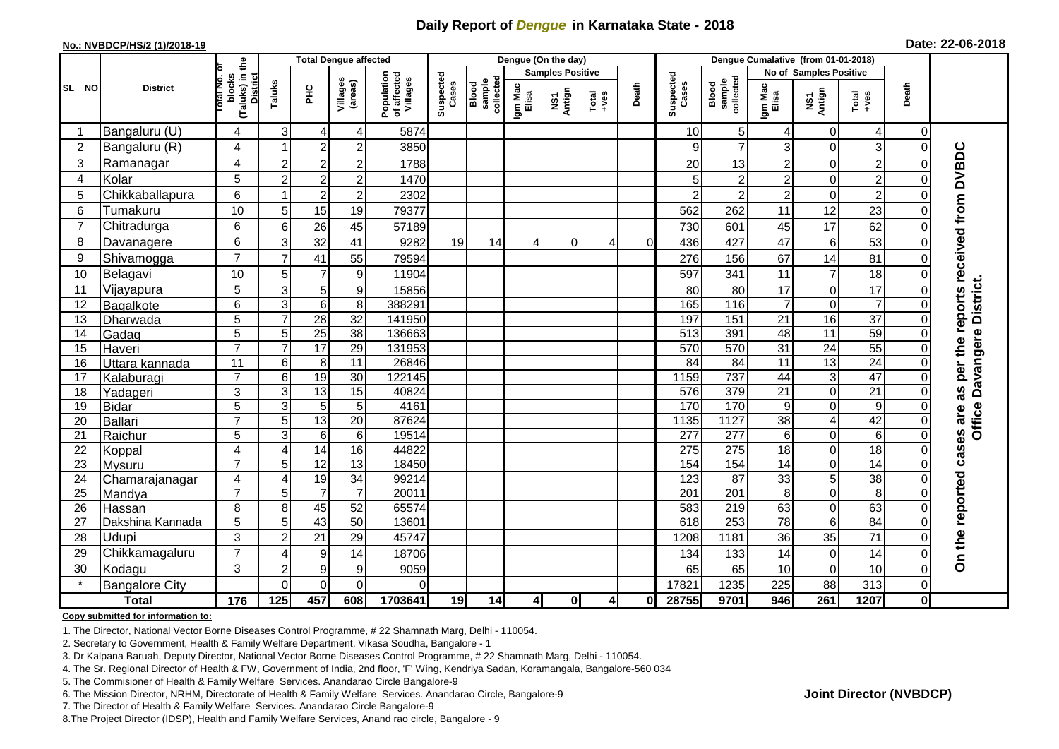# Daily Report of *Dengue* in Karnataka State - 2018

**No.: NVBDCP/HS/2 (1)/2018-19**

**Date: 22-06-2018**

| SL NO | District | Total No. of blocks (Taluks) in the District | Total Dengue affected | | | | Dengue (On the day) | | | | | | | Dengue Cumalative (from 01-01-2018) | | | | | | | |
|---|---|---|---|---|---|---|---|---|---|---|---|---|---|---|---|---|---|---|---|---|
| | | | Taluks | PHC | Villages (areas) | Population of affected Villages | Suspected Cases | Blood sample collected | Samples Positive | | | Death | Suspected Cases | Blood sample collected | No of Samples Positive | | | Death | |
| | | | | | | | | | Igm Mac Elisa | NS1 Antign | Total +ves | | | | Igm Mac Elisa | NS1 Antign | Total +ves | | |
| 1 | Bangaluru (U) | 4 | 3 | 4 | 4 | 5874 | | | | | | | 10 | 5 | 4 | 0 | 4 | 0 | On the reported cases are as per the reports received from DVBDC Office Davangere District. |
| 2 | Bangaluru (R) | 4 | 1 | 2 | 2 | 3850 | | | | | | | 9 | 7 | 3 | 0 | 3 | 0 | |
| 3 | Ramanagar | 4 | 2 | 2 | 2 | 1788 | | | | | | | 20 | 13 | 2 | 0 | 2 | 0 | |
| 4 | Kolar | 5 | 2 | 2 | 2 | 1470 | | | | | | | 5 | 2 | 2 | 0 | 2 | 0 | |
| 5 | Chikkaballapura | 6 | 1 | 2 | 2 | 2302 | | | | | | | 2 | 2 | 2 | 0 | 2 | 0 | |
| 6 | Tumakuru | 10 | 5 | 15 | 19 | 79377 | | | | | | | 562 | 262 | 11 | 12 | 23 | 0 | |
| 7 | Chitradurga | 6 | 6 | 26 | 45 | 57189 | | | | | | | 730 | 601 | 45 | 17 | 62 | 0 | |
| 8 | Davanagere | 6 | 3 | 32 | 41 | 9282 | 19 | 14 | 4 | 0 | 4 | 0 | 436 | 427 | 47 | 6 | 53 | 0 | |
| 9 | Shivamogga | 7 | 7 | 41 | 55 | 79594 | | | | | | | 276 | 156 | 67 | 14 | 81 | 0 | |
| 10 | Belagavi | 10 | 5 | 7 | 9 | 11904 | | | | | | | 597 | 341 | 11 | 7 | 18 | 0 | |
| 11 | Vijayapura | 5 | 3 | 5 | 9 | 15856 | | | | | | | 80 | 80 | 17 | 0 | 17 | 0 | |
| 12 | Bagalkote | 6 | 3 | 6 | 8 | 388291 | | | | | | | 165 | 116 | 7 | 0 | 7 | 0 | |
| 13 | Dharwada | 5 | 7 | 28 | 32 | 141950 | | | | | | | 197 | 151 | 21 | 16 | 37 | 0 | |
| 14 | Gadag | 5 | 5 | 25 | 38 | 136663 | | | | | | | 513 | 391 | 48 | 11 | 59 | 0 | |
| 15 | Haveri | 7 | 7 | 17 | 29 | 131953 | | | | | | | 570 | 570 | 31 | 24 | 55 | 0 | |
| 16 | Uttara kannada | 11 | 6 | 8 | 11 | 26846 | | | | | | | 84 | 84 | 11 | 13 | 24 | 0 | |
| 17 | Kalaburagi | 7 | 6 | 19 | 30 | 122145 | | | | | | | 1159 | 737 | 44 | 3 | 47 | 0 | |
| 18 | Yadageri | 3 | 3 | 13 | 15 | 40824 | | | | | | | 576 | 379 | 21 | 0 | 21 | 0 | |
| 19 | Bidar | 5 | 3 | 5 | 5 | 4161 | | | | | | | 170 | 170 | 9 | 0 | 9 | 0 | |
| 20 | Ballari | 7 | 5 | 13 | 20 | 87624 | | | | | | | 1135 | 1127 | 38 | 4 | 42 | 0 | |
| 21 | Raichur | 5 | 3 | 6 | 6 | 19514 | | | | | | | 277 | 277 | 6 | 0 | 6 | 0 | |
| 22 | Koppal | 4 | 4 | 14 | 16 | 44822 | | | | | | | 275 | 275 | 18 | 0 | 18 | 0 | |
| 23 | Mysuru | 7 | 5 | 12 | 13 | 18450 | | | | | | | 154 | 154 | 14 | 0 | 14 | 0 | |
| 24 | Chamarajanagar | 4 | 4 | 19 | 34 | 99214 | | | | | | | 123 | 87 | 33 | 5 | 38 | 0 | |
| 25 | Mandya | 7 | 5 | 7 | 7 | 20011 | | | | | | | 201 | 201 | 8 | 0 | 8 | 0 | |
| 26 | Hassan | 8 | 8 | 45 | 52 | 65574 | | | | | | | 583 | 219 | 63 | 0 | 63 | 0 | |
| 27 | Dakshina Kannada | 5 | 5 | 43 | 50 | 13601 | | | | | | | 618 | 253 | 78 | 6 | 84 | 0 | |
| 28 | Udupi | 3 | 2 | 21 | 29 | 45747 | | | | | | | 1208 | 1181 | 36 | 35 | 71 | 0 | |
| 29 | Chikkamagaluru | 7 | 4 | 9 | 14 | 18706 | | | | | | | 134 | 133 | 14 | 0 | 14 | 0 | |
| 30 | Kodagu | 3 | 2 | 9 | 9 | 9059 | | | | | | | 65 | 65 | 10 | 0 | 10 | 0 | |
| * | Bangalore City | | 0 | 0 | 0 | 0 | | | | | | | 17821 | 1235 | 225 | 88 | 313 | 0 | |
| **Total** | | **176** | **125** | **457** | **608** | **1703641** | **19** | **14** | **4** | **0** | **4** | **0** | **28755** | **9701** | **946** | **261** | **1207** | **0** | |

**Copy submitted for information to:**

1. The Director, National Vector Borne Diseases Control Programme, # 22 Shamnath Marg, Delhi - 110054.
2. Secretary to Government, Health & Family Welfare Department, Vikasa Soudha, Bangalore - 1
3. Dr Kalpana Baruah, Deputy Director, National Vector Borne Diseases Control Programme, # 22 Shamnath Marg, Delhi - 110054.
4. The Sr. Regional Director of Health & FW, Government of India, 2nd floor, 'F' Wing, Kendriya Sadan, Koramangala, Bangalore-560 034
5. The Commisioner of Health & Family Welfare Services. Anandarao Circle Bangalore-9
6. The Mission Director, NRHM, Directorate of Health & Family Welfare Services. Anandarao Circle, Bangalore-9
7. The Director of Health & Family Welfare Services. Anandarao Circle Bangalore-9
8. The Project Director (IDSP), Health and Family Welfare Services, Anand rao circle, Bangalore - 9

**Joint Director (NVBDCP)**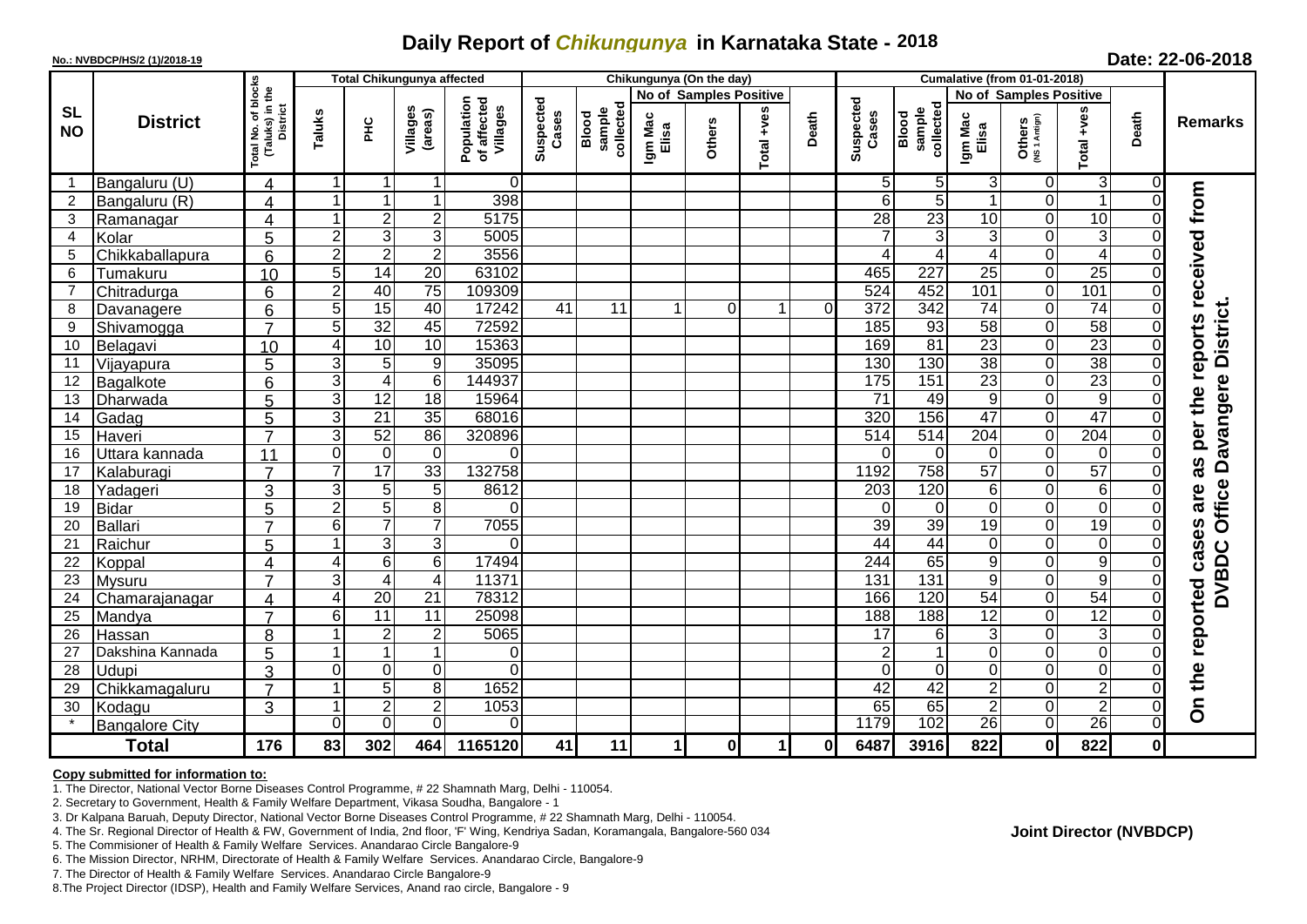# Daily Report of *Chikungunya* in Karnataka State - 2018

**No.: NVBDCP/HS/2 (1)/2018-19**

**Date: 22-06-2018**

| SL NO | District | Total No. of blocks (Taluks) in the District | Total Chikungunya affected | | | | Chikungunya (On the day) | | | | | | | Cumalative (from 01-01-2018) | | | | | | | Remarks |
|---|---|---|---|---|---|---|---|---|---|---|---|---|---|---|---|---|---|---|---|---|---|
| | | | | | | | | | No of Samples Positive | | | | | | | No of Samples Positive | | | | | |
| | | | Taluks | PHC | Villages (areas) | Population of affected Villages | Suspected Cases | Blood sample collected | Igm Mac Elisa | Others | Total +ves | Death | Suspected Cases | Blood sample collected | Igm Mac Elisa | Others (NS 1 Antign) | Total +ves | Death | |
| 1 | Bangaluru (U) | 4 | 1 | 1 | 1 | 0 | | | | | | | 5 | 5 | 3 | 0 | 3 | 0 | On the reported cases are as per the reports received from DVBDC Office Davangere District. |
| 2 | Bangaluru (R) | 4 | 1 | 1 | 1 | 398 | | | | | | | 6 | 5 | 1 | 0 | 1 | 0 | |
| 3 | Ramanagar | 4 | 1 | 2 | 2 | 5175 | | | | | | | 28 | 23 | 10 | 0 | 10 | 0 | |
| 4 | Kolar | 5 | 2 | 3 | 3 | 5005 | | | | | | | 7 | 3 | 3 | 0 | 3 | 0 | |
| 5 | Chikkaballapura | 6 | 2 | 2 | 2 | 3556 | | | | | | | 4 | 4 | 4 | 0 | 4 | 0 | |
| 6 | Tumakuru | 10 | 5 | 14 | 20 | 63102 | | | | | | | 465 | 227 | 25 | 0 | 25 | 0 | |
| 7 | Chitradurga | 6 | 2 | 40 | 75 | 109309 | | | | | | | 524 | 452 | 101 | 0 | 101 | 0 | |
| 8 | Davanagere | 6 | 5 | 15 | 40 | 17242 | 41 | 11 | 1 | 0 | 1 | 0 | 372 | 342 | 74 | 0 | 74 | 0 | |
| 9 | Shivamogga | 7 | 5 | 32 | 45 | 72592 | | | | | | | 185 | 93 | 58 | 0 | 58 | 0 | |
| 10 | Belagavi | 10 | 4 | 10 | 10 | 15363 | | | | | | | 169 | 81 | 23 | 0 | 23 | 0 | |
| 11 | Vijayapura | 5 | 3 | 5 | 9 | 35095 | | | | | | | 130 | 130 | 38 | 0 | 38 | 0 | |
| 12 | Bagalkote | 6 | 3 | 4 | 6 | 144937 | | | | | | | 175 | 151 | 23 | 0 | 23 | 0 | |
| 13 | Dharwada | 5 | 3 | 12 | 18 | 15964 | | | | | | | 71 | 49 | 9 | 0 | 9 | 0 | |
| 14 | Gadag | 5 | 3 | 21 | 35 | 68016 | | | | | | | 320 | 156 | 47 | 0 | 47 | 0 | |
| 15 | Haveri | 7 | 3 | 52 | 86 | 320896 | | | | | | | 514 | 514 | 204 | 0 | 204 | 0 | |
| 16 | Uttara kannada | 11 | 0 | 0 | 0 | 0 | | | | | | | 0 | 0 | 0 | 0 | 0 | 0 | |
| 17 | Kalaburagi | 7 | 7 | 17 | 33 | 132758 | | | | | | | 1192 | 758 | 57 | 0 | 57 | 0 | |
| 18 | Yadageri | 3 | 3 | 5 | 5 | 8612 | | | | | | | 203 | 120 | 6 | 0 | 6 | 0 | |
| 19 | Bidar | 5 | 2 | 5 | 8 | 0 | | | | | | | 0 | 0 | 0 | 0 | 0 | 0 | |
| 20 | Ballari | 7 | 6 | 7 | 7 | 7055 | | | | | | | 39 | 39 | 19 | 0 | 19 | 0 | |
| 21 | Raichur | 5 | 1 | 3 | 3 | 0 | | | | | | | 44 | 44 | 0 | 0 | 0 | 0 | |
| 22 | Koppal | 4 | 4 | 6 | 6 | 17494 | | | | | | | 244 | 65 | 9 | 0 | 9 | 0 | |
| 23 | Mysuru | 7 | 3 | 4 | 4 | 11371 | | | | | | | 131 | 131 | 9 | 0 | 9 | 0 | |
| 24 | Chamarajanagar | 4 | 4 | 20 | 21 | 78312 | | | | | | | 166 | 120 | 54 | 0 | 54 | 0 | |
| 25 | Mandya | 7 | 6 | 11 | 11 | 25098 | | | | | | | 188 | 188 | 12 | 0 | 12 | 0 | |
| 26 | Hassan | 8 | 1 | 2 | 2 | 5065 | | | | | | | 17 | 6 | 3 | 0 | 3 | 0 | |
| 27 | Dakshina Kannada | 5 | 1 | 1 | 1 | 0 | | | | | | | 2 | 1 | 0 | 0 | 0 | 0 | |
| 28 | Udupi | 3 | 0 | 0 | 0 | 0 | | | | | | | 0 | 0 | 0 | 0 | 0 | 0 | |
| 29 | Chikkamagaluru | 7 | 1 | 5 | 8 | 1652 | | | | | | | 42 | 42 | 2 | 0 | 2 | 0 | |
| 30 | Kodagu | 3 | 1 | 2 | 2 | 1053 | | | | | | | 65 | 65 | 2 | 0 | 2 | 0 | |
| * | Bangalore City | | 0 | 0 | 0 | 0 | | | | | | | 1179 | 102 | 26 | 0 | 26 | 0 | |
| | **Total** | **176** | **83** | **302** | **464** | **1165120** | **41** | **11** | **1** | **0** | **1** | **0** | **6487** | **3916** | **822** | **0** | **822** | **0** | |

**Copy submitted for information to:**

1. The Director, National Vector Borne Diseases Control Programme, # 22 Shamnath Marg, Delhi - 110054.
2. Secretary to Government, Health & Family Welfare Department, Vikasa Soudha, Bangalore - 1
3. Dr Kalpana Baruah, Deputy Director, National Vector Borne Diseases Control Programme, # 22 Shamnath Marg, Delhi - 110054.
4. The Sr. Regional Director of Health & FW, Government of India, 2nd floor, 'F' Wing, Kendriya Sadan, Koramangala, Bangalore-560 034
5. The Commisioner of Health & Family Welfare Services. Anandarao Circle Bangalore-9
6. The Mission Director, NRHM, Directorate of Health & Family Welfare Services. Anandarao Circle, Bangalore-9
7. The Director of Health & Family Welfare Services. Anandarao Circle Bangalore-9
8. The Project Director (IDSP), Health and Family Welfare Services, Anand rao circle, Bangalore - 9

**Joint Director (NVBDCP)**